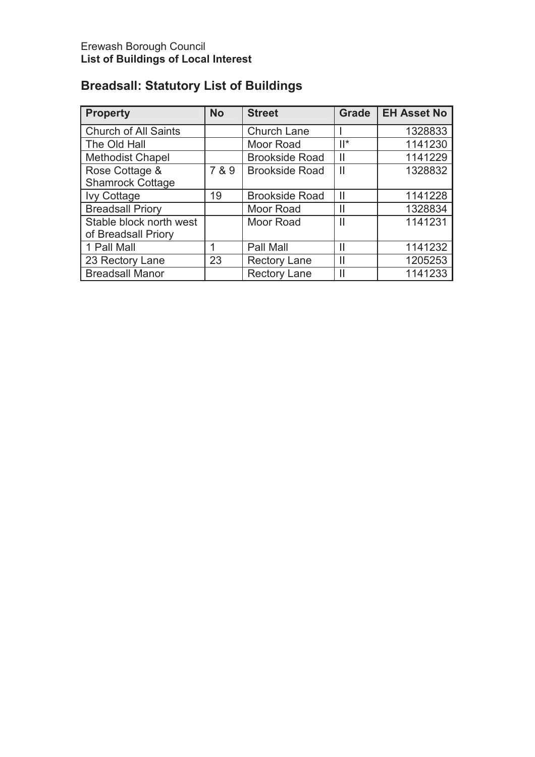Erewash Borough Council
**List of Buildings of Local Interest**

## Breadsall: Statutory List of Buildings

| Property | No | Street | Grade | EH Asset No |
| --- | --- | --- | --- | --- |
| Church of All Saints | | Church Lane | I | 1328833 |
| The Old Hall | | Moor Road | II* | 1141230 |
| Methodist Chapel | | Brookside Road | II | 1141229 |
| Rose Cottage & Shamrock Cottage | 7 & 9 | Brookside Road | II | 1328832 |
| Ivy Cottage | 19 | Brookside Road | II | 1141228 |
| Breadsall Priory | | Moor Road | II | 1328834 |
| Stable block north west of Breadsall Priory | | Moor Road | II | 1141231 |
| 1 Pall Mall | 1 | Pall Mall | II | 1141232 |
| 23 Rectory Lane | 23 | Rectory Lane | II | 1205253 |
| Breadsall Manor | | Rectory Lane | II | 1141233 |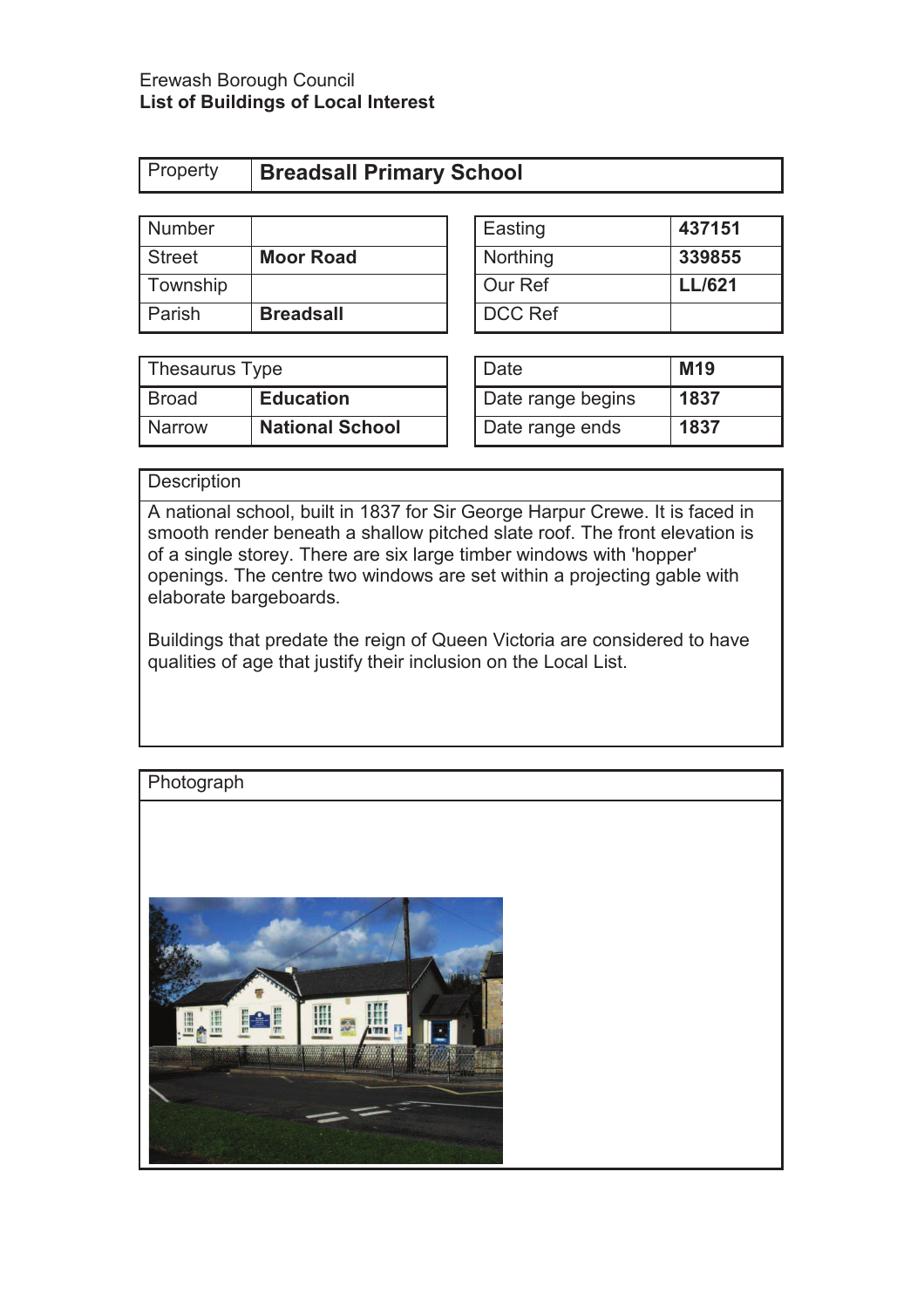Erewash Borough Council

**List of Buildings of Local Interest**

| Property | **Breadsall Primary School** |
|---|---|

| Number | |
|---|---|
| Street | **Moor Road** |
| Township | |
| Parish | **Breadsall** |

| Easting | **437151** |
|---|---|
| Northing | **339855** |
| Our Ref | **LL/621** |
| DCC Ref | |

| Thesaurus Type | |
|---|---|
| Broad | **Education** |
| Narrow | **National School** |

| Date | **M19** |
|---|---|
| Date range begins | **1837** |
| Date range ends | **1837** |

| Description |
|---|
| A national school, built in 1837 for Sir George Harpur Crewe. It is faced in smooth render beneath a shallow pitched slate roof. The front elevation is of a single storey. There are six large timber windows with 'hopper' openings. The centre two windows are set within a projecting gable with elaborate bargeboards. Buildings that predate the reign of Queen Victoria are considered to have qualities of age that justify their inclusion on the Local List. |

Photograph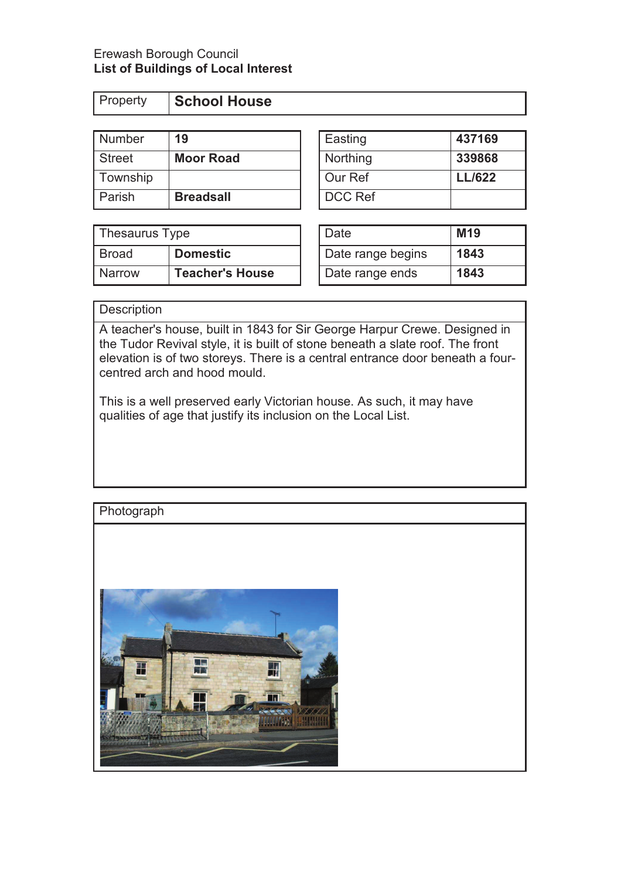Erewash Borough Council
**List of Buildings of Local Interest**

| Property | **School House** |
|---|---|

| Number | **19** |
|---|---|
| Street | **Moor Road** |
| Township | |
| Parish | **Breadsall** |

| Easting | **437169** |
|---|---|
| Northing | **339868** |
| Our Ref | **LL/622** |
| DCC Ref | |

| Thesaurus Type | |
|---|---|
| Broad | **Domestic** |
| Narrow | **Teacher's House** |

| Date | **M19** |
|---|---|
| Date range begins | **1843** |
| Date range ends | **1843** |

| Description |
|---|
| A teacher's house, built in 1843 for Sir George Harpur Crewe. Designed in the Tudor Revival style, it is built of stone beneath a slate roof. The front elevation is of two storeys. There is a central entrance door beneath a four-centred arch and hood mould. This is a well preserved early Victorian house. As such, it may have qualities of age that justify its inclusion on the Local List. |

Photograph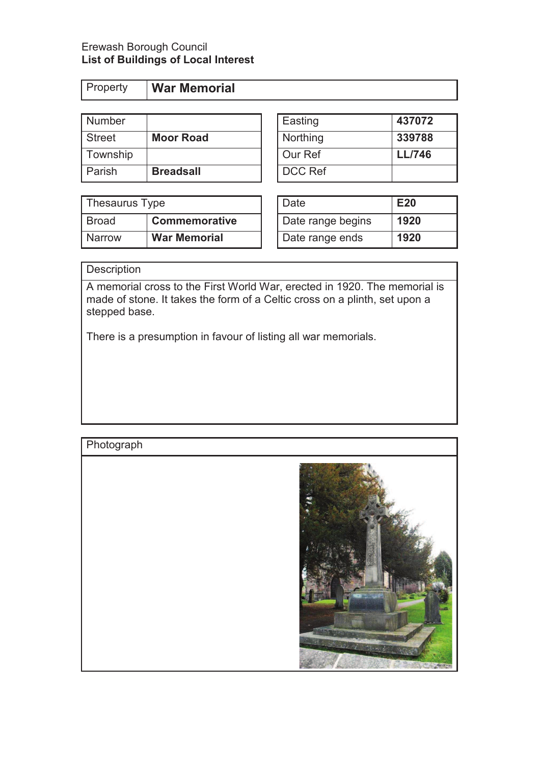Erewash Borough Council
**List of Buildings of Local Interest**

| Property | **War Memorial** |
|---|---|

| | |
|---|---|
| Number | |
| Street | **Moor Road** |
| Township | |
| Parish | **Breadsall** |

| | |
|---|---|
| Easting | **437072** |
| Northing | **339788** |
| Our Ref | **LL/746** |
| DCC Ref | |

| Thesaurus Type | |
|---|---|
| Broad | **Commemorative** |
| Narrow | **War Memorial** |

| | |
|---|---|
| Date | **E20** |
| Date range begins | **1920** |
| Date range ends | **1920** |

**Description**

A memorial cross to the First World War, erected in 1920. The memorial is made of stone. It takes the form of a Celtic cross on a plinth, set upon a stepped base.

There is a presumption in favour of listing all war memorials.

**Photograph**